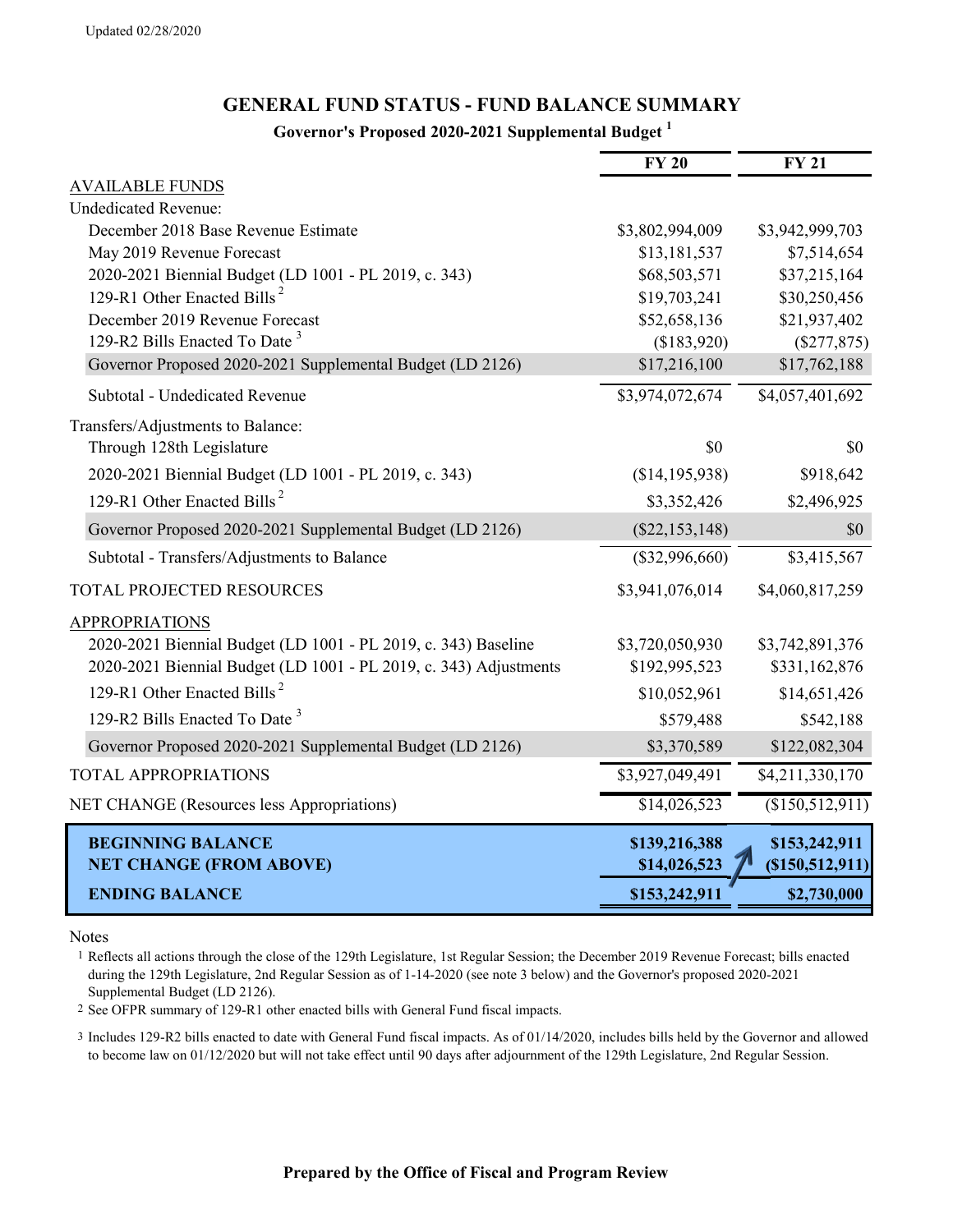Updated 02/28/2020

# GENERAL FUND STATUS - FUND BALANCE SUMMARY

### Governor's Proposed 2020-2021 Supplemental Budget [1]

| | FY 20 | FY 21 |
|---|---|---|
| AVAILABLE FUNDS | | |
| Undedicated Revenue: | | |
| December 2018 Base Revenue Estimate | $3,802,994,009 | $3,942,999,703 |
| May 2019 Revenue Forecast | $13,181,537 | $7,514,654 |
| 2020-2021 Biennial Budget (LD 1001 - PL 2019, c. 343) | $68,503,571 | $37,215,164 |
| 129-R1 Other Enacted Bills [2] | $19,703,241 | $30,250,456 |
| December 2019 Revenue Forecast | $52,658,136 | $21,937,402 |
| 129-R2 Bills Enacted To Date [3] | ($183,920) | ($277,875) |
| Governor Proposed 2020-2021 Supplemental Budget (LD 2126) | $17,216,100 | $17,762,188 |
| Subtotal - Undedicated Revenue | $3,974,072,674 | $4,057,401,692 |
| Transfers/Adjustments to Balance: | | |
| Through 128th Legislature | $0 | $0 |
| 2020-2021 Biennial Budget (LD 1001 - PL 2019, c. 343) | ($14,195,938) | $918,642 |
| 129-R1 Other Enacted Bills [2] | $3,352,426 | $2,496,925 |
| Governor Proposed 2020-2021 Supplemental Budget (LD 2126) | ($22,153,148) | $0 |
| Subtotal - Transfers/Adjustments to Balance | ($32,996,660) | $3,415,567 |
| TOTAL PROJECTED RESOURCES | $3,941,076,014 | $4,060,817,259 |
| APPROPRIATIONS | | |
| 2020-2021 Biennial Budget (LD 1001 - PL 2019, c. 343) Baseline | $3,720,050,930 | $3,742,891,376 |
| 2020-2021 Biennial Budget (LD 1001 - PL 2019, c. 343) Adjustments | $192,995,523 | $331,162,876 |
| 129-R1 Other Enacted Bills [2] | $10,052,961 | $14,651,426 |
| 129-R2 Bills Enacted To Date [3] | $579,488 | $542,188 |
| Governor Proposed 2020-2021 Supplemental Budget (LD 2126) | $3,370,589 | $122,082,304 |
| TOTAL APPROPRIATIONS | $3,927,049,491 | $4,211,330,170 |
| NET CHANGE (Resources less Appropriations) | $14,026,523 | ($150,512,911) |
| **BEGINNING BALANCE** | **$139,216,388** | **$153,242,911** |
| **NET CHANGE (FROM ABOVE)** | **$14,026,523** | **($150,512,911)** |
| **ENDING BALANCE** | **$153,242,911** | **$2,730,000** |

Notes

1 Reflects all actions through the close of the 129th Legislature, 1st Regular Session; the December 2019 Revenue Forecast; bills enacted during the 129th Legislature, 2nd Regular Session as of 1-14-2020 (see note 3 below) and the Governor's proposed 2020-2021 Supplemental Budget (LD 2126).

2 See OFPR summary of 129-R1 other enacted bills with General Fund fiscal impacts.

3 Includes 129-R2 bills enacted to date with General Fund fiscal impacts. As of 01/14/2020, includes bills held by the Governor and allowed to become law on 01/12/2020 but will not take effect until 90 days after adjournment of the 129th Legislature, 2nd Regular Session.

**Prepared by the Office of Fiscal and Program Review**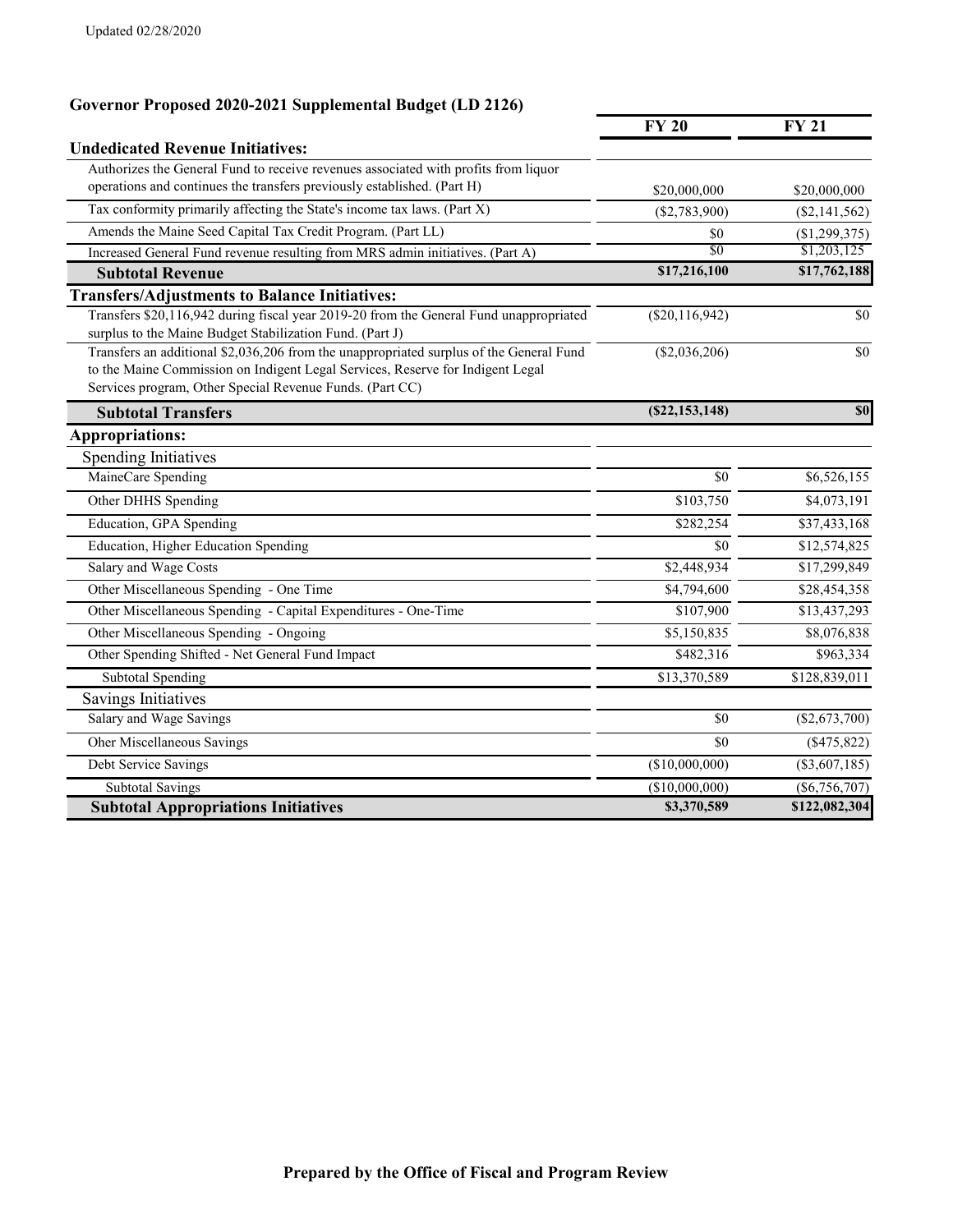Updated 02/28/2020

## Governor Proposed 2020-2021 Supplemental Budget (LD 2126)

| | FY 20 | FY 21 |
|---|---|---|
| **Undedicated Revenue Initiatives:** | | |
| Authorizes the General Fund to receive revenues associated with profits from liquor operations and continues the transfers previously established. (Part H) | $20,000,000 | $20,000,000 |
| Tax conformity primarily affecting the State's income tax laws. (Part X) | ($2,783,900) | ($2,141,562) |
| Amends the Maine Seed Capital Tax Credit Program. (Part LL) | $0 | ($1,299,375) |
| Increased General Fund revenue resulting from MRS admin initiatives. (Part A) | $0 | $1,203,125 |
| **Subtotal Revenue** | **$17,216,100** | **$17,762,188** |
| **Transfers/Adjustments to Balance Initiatives:** | | |
| Transfers $20,116,942 during fiscal year 2019-20 from the General Fund unappropriated surplus to the Maine Budget Stabilization Fund. (Part J) | ($20,116,942) | $0 |
| Transfers an additional $2,036,206 from the unappropriated surplus of the General Fund to the Maine Commission on Indigent Legal Services, Reserve for Indigent Legal Services program, Other Special Revenue Funds. (Part CC) | ($2,036,206) | $0 |
| **Subtotal Transfers** | **($22,153,148)** | **$0** |
| **Appropriations:** | | |
| Spending Initiatives | | |
| MaineCare Spending | $0 | $6,526,155 |
| Other DHHS Spending | $103,750 | $4,073,191 |
| Education, GPA Spending | $282,254 | $37,433,168 |
| Education, Higher Education Spending | $0 | $12,574,825 |
| Salary and Wage Costs | $2,448,934 | $17,299,849 |
| Other Miscellaneous Spending - One Time | $4,794,600 | $28,454,358 |
| Other Miscellaneous Spending - Capital Expenditures - One-Time | $107,900 | $13,437,293 |
| Other Miscellaneous Spending - Ongoing | $5,150,835 | $8,076,838 |
| Other Spending Shifted - Net General Fund Impact | $482,316 | $963,334 |
| Subtotal Spending | $13,370,589 | $128,839,011 |
| Savings Initiatives | | |
| Salary and Wage Savings | $0 | ($2,673,700) |
| Oher Miscellaneous Savings | $0 | ($475,822) |
| Debt Service Savings | ($10,000,000) | ($3,607,185) |
| Subtotal Savings | ($10,000,000) | ($6,756,707) |
| **Subtotal Appropriations Initiatives** | **$3,370,589** | **$122,082,304** |

**Prepared by the Office of Fiscal and Program Review**